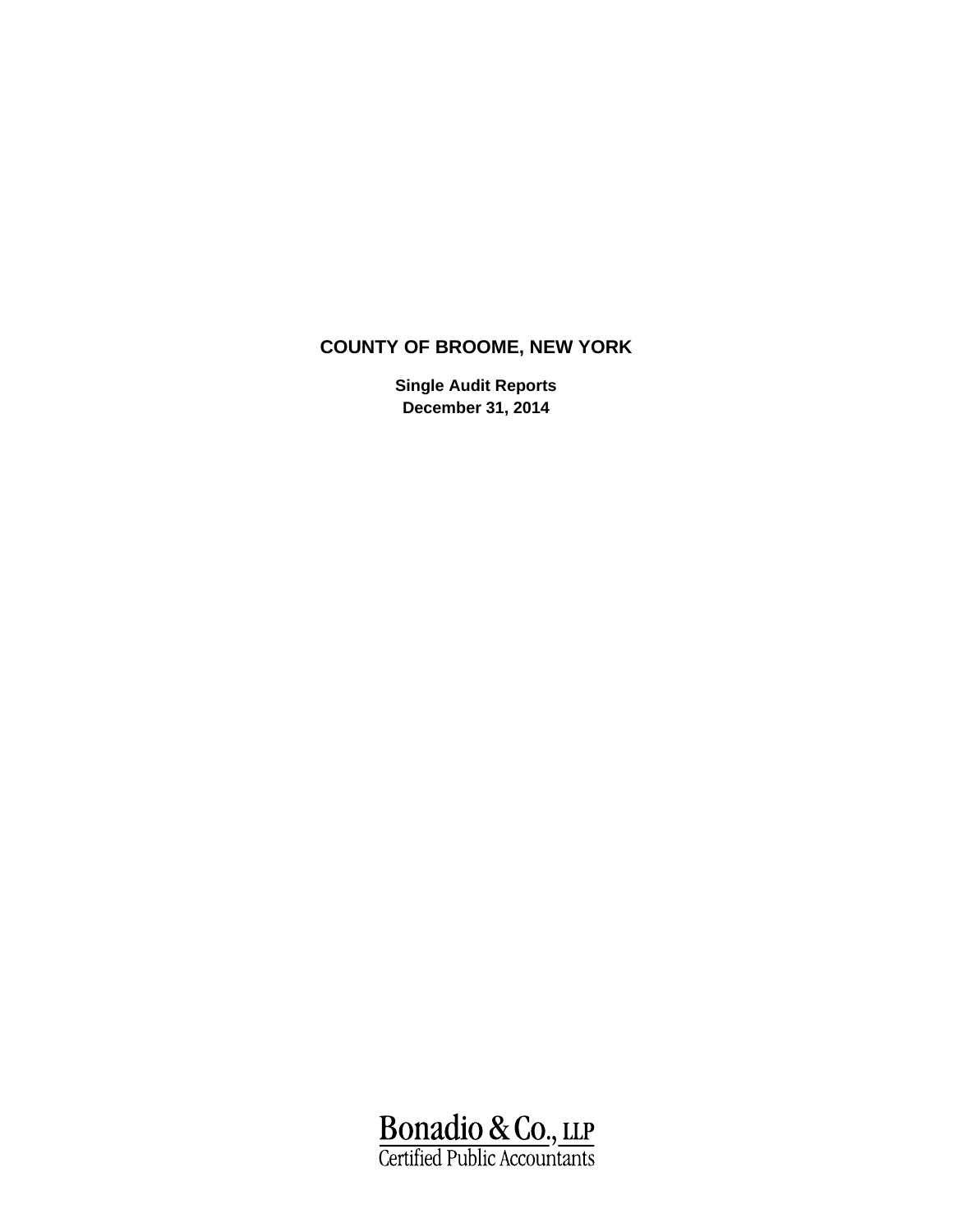# COUNTY OF BROOME, NEW YORK

**Single Audit Reports**
**December 31, 2014**

Bonadio & Co., LLP
Certified Public Accountants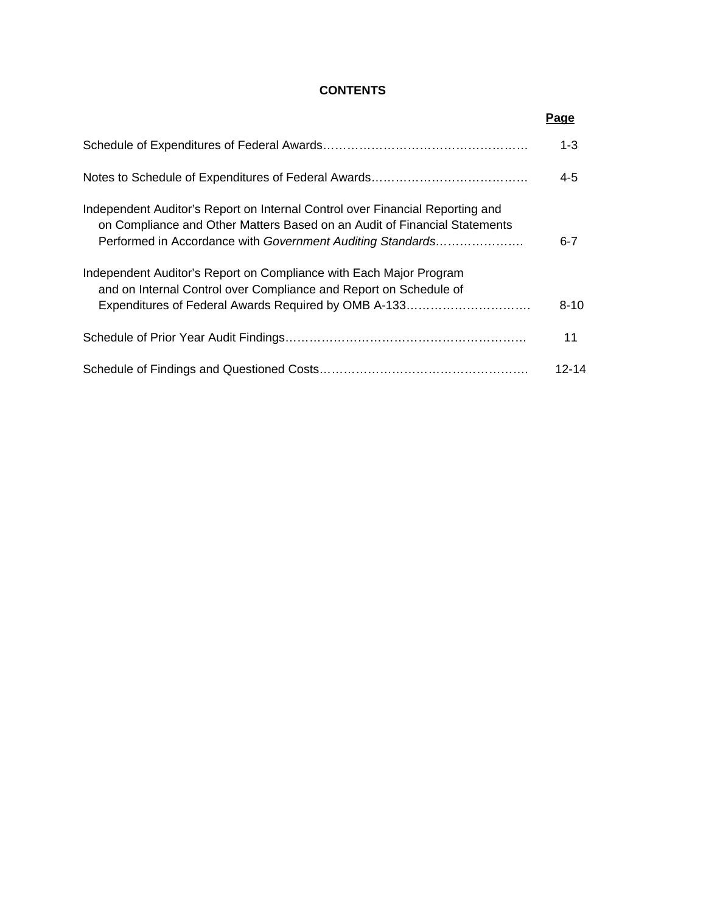# CONTENTS

| | Page |
|---|---|
| Schedule of Expenditures of Federal Awards | 1-3 |
| Notes to Schedule of Expenditures of Federal Awards | 4-5 |
| Independent Auditor's Report on Internal Control over Financial Reporting and on Compliance and Other Matters Based on an Audit of Financial Statements Performed in Accordance with *Government Auditing Standards* | 6-7 |
| Independent Auditor's Report on Compliance with Each Major Program and on Internal Control over Compliance and Report on Schedule of Expenditures of Federal Awards Required by OMB A-133 | 8-10 |
| Schedule of Prior Year Audit Findings | 11 |
| Schedule of Findings and Questioned Costs | 12-14 |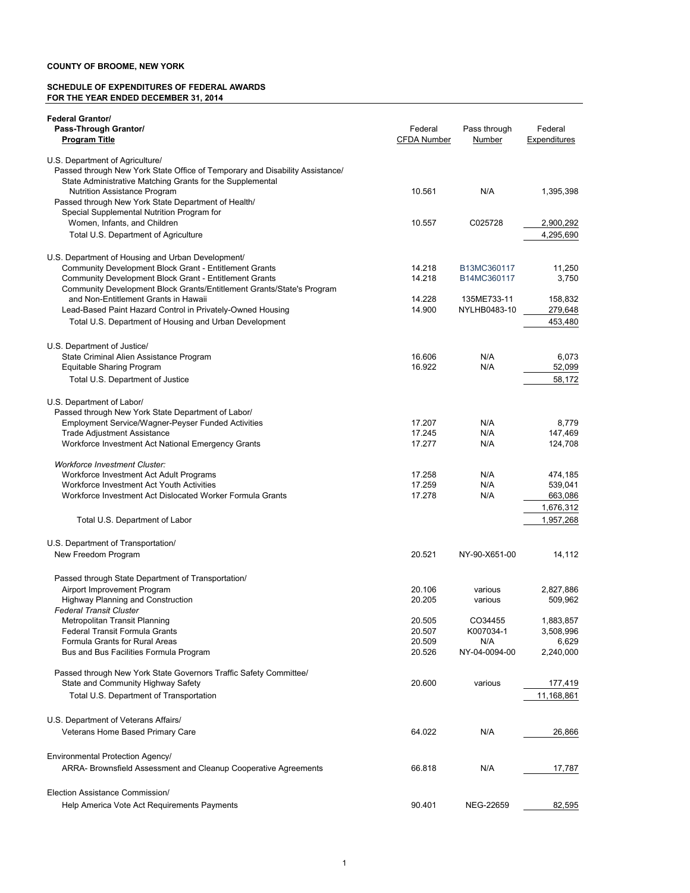**COUNTY OF BROOME, NEW YORK**

**SCHEDULE OF EXPENDITURES OF FEDERAL AWARDS**
**FOR THE YEAR ENDED DECEMBER 31, 2014**

| **Federal Grantor/ Pass-Through Grantor/ Program Title** | Federal CFDA Number | Pass through Number | Federal Expenditures |
|---|---|---|---|
| U.S. Department of Agriculture/ | | | |
| Passed through New York State Office of Temporary and Disability Assistance/ | | | |
| State Administrative Matching Grants for the Supplemental Nutrition Assistance Program | 10.561 | N/A | 1,395,398 |
| Passed through New York State Department of Health/ | | | |
| Special Supplemental Nutrition Program for Women, Infants, and Children | 10.557 | C025728 | 2,900,292 |
| Total U.S. Department of Agriculture | | | 4,295,690 |
| | | | |
| U.S. Department of Housing and Urban Development/ | | | |
| Community Development Block Grant - Entitlement Grants | 14.218 | B13MC360117 | 11,250 |
| Community Development Block Grant - Entitlement Grants | 14.218 | B14MC360117 | 3,750 |
| Community Development Block Grants/Entitlement Grants/State's Program and Non-Entitlement Grants in Hawaii | 14.228 | 135ME733-11 | 158,832 |
| Lead-Based Paint Hazard Control in Privately-Owned Housing | 14.900 | NYLHB0483-10 | 279,648 |
| Total U.S. Department of Housing and Urban Development | | | 453,480 |
| | | | |
| U.S. Department of Justice/ | | | |
| State Criminal Alien Assistance Program | 16.606 | N/A | 6,073 |
| Equitable Sharing Program | 16.922 | N/A | 52,099 |
| Total U.S. Department of Justice | | | 58,172 |
| | | | |
| U.S. Department of Labor/ | | | |
| Passed through New York State Department of Labor/ | | | |
| Employment Service/Wagner-Peyser Funded Activities | 17.207 | N/A | 8,779 |
| Trade Adjustment Assistance | 17.245 | N/A | 147,469 |
| Workforce Investment Act National Emergency Grants | 17.277 | N/A | 124,708 |
| | | | |
| *Workforce Investment Cluster:* | | | |
| Workforce Investment Act Adult Programs | 17.258 | N/A | 474,185 |
| Workforce Investment Act Youth Activities | 17.259 | N/A | 539,041 |
| Workforce Investment Act Dislocated Worker Formula Grants | 17.278 | N/A | 663,086 |
| | | | 1,676,312 |
| Total U.S. Department of Labor | | | 1,957,268 |
| | | | |
| U.S. Department of Transportation/ | | | |
| New Freedom Program | 20.521 | NY-90-X651-00 | 14,112 |
| | | | |
| Passed through State Department of Transportation/ | | | |
| Airport Improvement Program | 20.106 | various | 2,827,886 |
| Highway Planning and Construction | 20.205 | various | 509,962 |
| *Federal Transit Cluster* | | | |
| Metropolitan Transit Planning | 20.505 | CO34455 | 1,883,857 |
| Federal Transit Formula Grants | 20.507 | K007034-1 | 3,508,996 |
| Formula Grants for Rural Areas | 20.509 | N/A | 6,629 |
| Bus and Bus Facilities Formula Program | 20.526 | NY-04-0094-00 | 2,240,000 |
| | | | |
| Passed through New York State Governors Traffic Safety Committee/ | | | |
| State and Community Highway Safety | 20.600 | various | 177,419 |
| Total U.S. Department of Transportation | | | 11,168,861 |
| | | | |
| U.S. Department of Veterans Affairs/ | | | |
| Veterans Home Based Primary Care | 64.022 | N/A | 26,866 |
| | | | |
| Environmental Protection Agency/ | | | |
| ARRA- Brownsfield Assessment and Cleanup Cooperative Agreements | 66.818 | N/A | 17,787 |
| | | | |
| Election Assistance Commission/ | | | |
| Help America Vote Act Requirements Payments | 90.401 | NEG-22659 | 82,595 |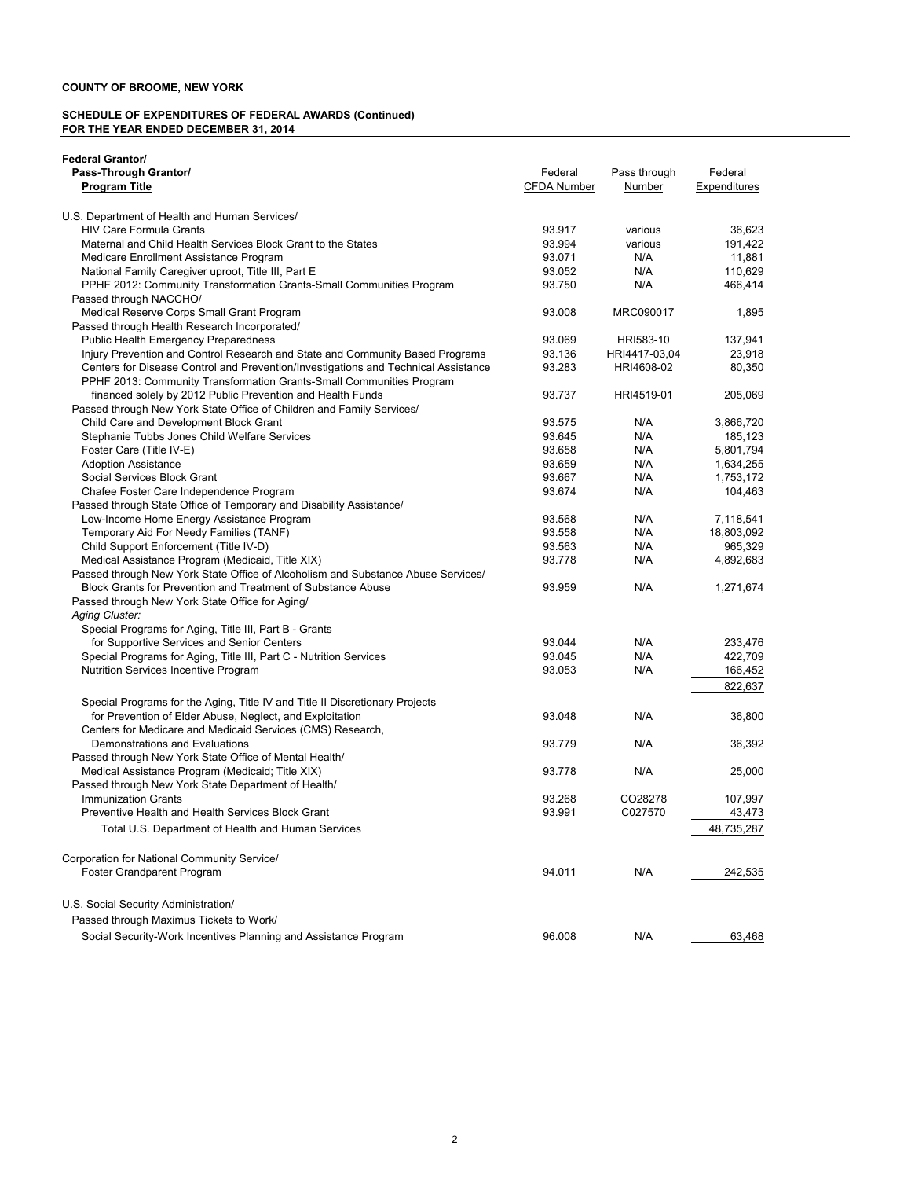**COUNTY OF BROOME, NEW YORK**

**SCHEDULE OF EXPENDITURES OF FEDERAL AWARDS (Continued)**
**FOR THE YEAR ENDED DECEMBER 31, 2014**

| Federal Grantor/ Pass-Through Grantor/ Program Title | Federal CFDA Number | Pass through Number | Federal Expenditures |
|---|---|---|---|
| U.S. Department of Health and Human Services/ | | | |
| HIV Care Formula Grants | 93.917 | various | 36,623 |
| Maternal and Child Health Services Block Grant to the States | 93.994 | various | 191,422 |
| Medicare Enrollment Assistance Program | 93.071 | N/A | 11,881 |
| National Family Caregiver uproot, Title III, Part E | 93.052 | N/A | 110,629 |
| PPHF 2012: Community Transformation Grants-Small Communities Program | 93.750 | N/A | 466,414 |
| Passed through NACCHO/ | | | |
| Medical Reserve Corps Small Grant Program | 93.008 | MRC090017 | 1,895 |
| Passed through Health Research Incorporated/ | | | |
| Public Health Emergency Preparedness | 93.069 | HRI583-10 | 137,941 |
| Injury Prevention and Control Research and State and Community Based Programs | 93.136 | HRI4417-03,04 | 23,918 |
| Centers for Disease Control and Prevention/Investigations and Technical Assistance | 93.283 | HRI4608-02 | 80,350 |
| PPHF 2013: Community Transformation Grants-Small Communities Program financed solely by 2012 Public Prevention and Health Funds | 93.737 | HRI4519-01 | 205,069 |
| Passed through New York State Office of Children and Family Services/ | | | |
| Child Care and Development Block Grant | 93.575 | N/A | 3,866,720 |
| Stephanie Tubbs Jones Child Welfare Services | 93.645 | N/A | 185,123 |
| Foster Care (Title IV-E) | 93.658 | N/A | 5,801,794 |
| Adoption Assistance | 93.659 | N/A | 1,634,255 |
| Social Services Block Grant | 93.667 | N/A | 1,753,172 |
| Chafee Foster Care Independence Program | 93.674 | N/A | 104,463 |
| Passed through State Office of Temporary and Disability Assistance/ | | | |
| Low-Income Home Energy Assistance Program | 93.568 | N/A | 7,118,541 |
| Temporary Aid For Needy Families (TANF) | 93.558 | N/A | 18,803,092 |
| Child Support Enforcement (Title IV-D) | 93.563 | N/A | 965,329 |
| Medical Assistance Program (Medicaid, Title XIX) | 93.778 | N/A | 4,892,683 |
| Passed through New York State Office of Alcoholism and Substance Abuse Services/ | | | |
| Block Grants for Prevention and Treatment of Substance Abuse | 93.959 | N/A | 1,271,674 |
| Passed through New York State Office for Aging/ | | | |
| *Aging Cluster:* | | | |
| Special Programs for Aging, Title III, Part B - Grants for Supportive Services and Senior Centers | 93.044 | N/A | 233,476 |
| Special Programs for Aging, Title III, Part C - Nutrition Services | 93.045 | N/A | 422,709 |
| Nutrition Services Incentive Program | 93.053 | N/A | 166,452 |
| | | | 822,637 |
| Special Programs for the Aging, Title IV and Title II Discretionary Projects for Prevention of Elder Abuse, Neglect, and Exploitation | 93.048 | N/A | 36,800 |
| Centers for Medicare and Medicaid Services (CMS) Research, Demonstrations and Evaluations | 93.779 | N/A | 36,392 |
| Passed through New York State Office of Mental Health/ | | | |
| Medical Assistance Program (Medicaid; Title XIX) | 93.778 | N/A | 25,000 |
| Passed through New York State Department of Health/ | | | |
| Immunization Grants | 93.268 | CO28278 | 107,997 |
| Preventive Health and Health Services Block Grant | 93.991 | C027570 | 43,473 |
| Total U.S. Department of Health and Human Services | | | 48,735,287 |
| | | | |
| Corporation for National Community Service/ | | | |
| Foster Grandparent Program | 94.011 | N/A | 242,535 |
| | | | |
| U.S. Social Security Administration/ | | | |
| Passed through Maximus Tickets to Work/ | | | |
| Social Security-Work Incentives Planning and Assistance Program | 96.008 | N/A | 63,468 |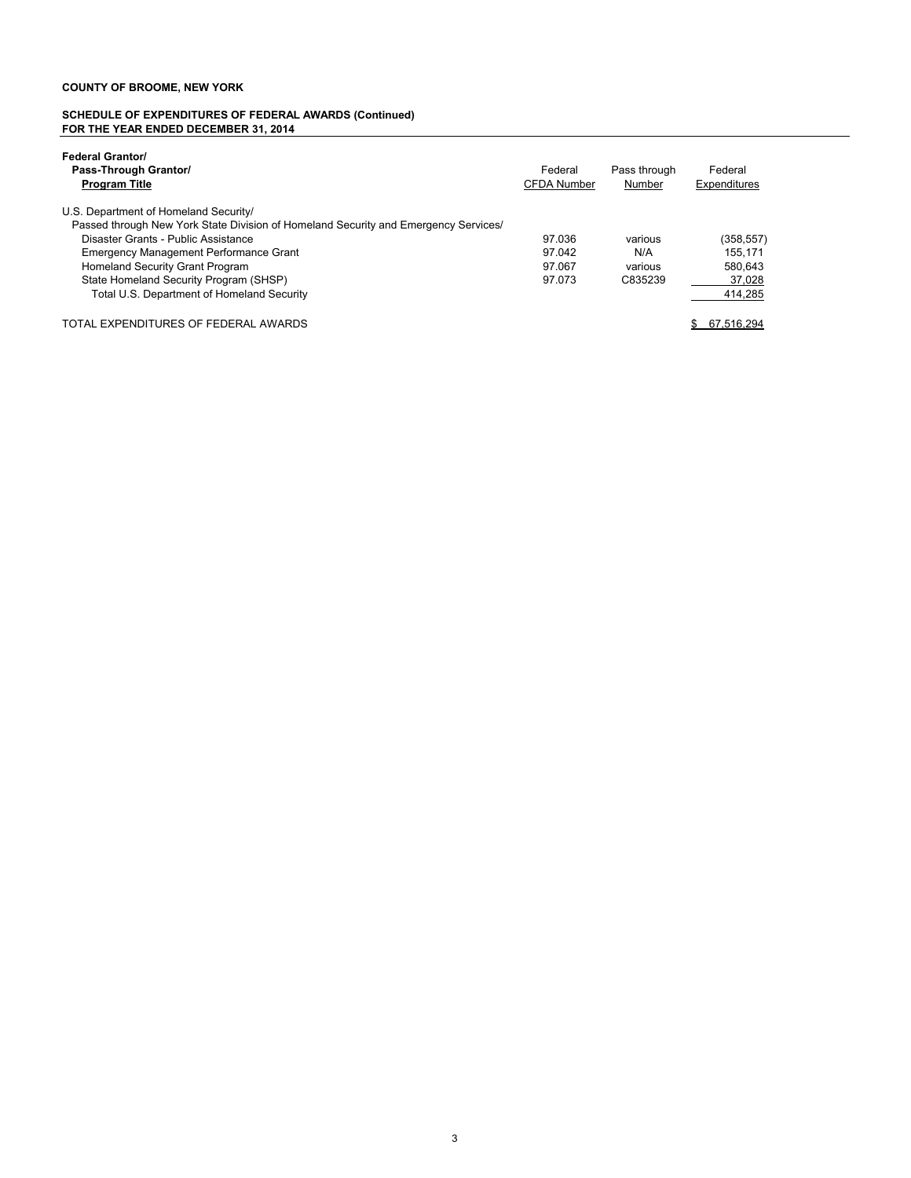**COUNTY OF BROOME, NEW YORK**

**SCHEDULE OF EXPENDITURES OF FEDERAL AWARDS (Continued)**
**FOR THE YEAR ENDED DECEMBER 31, 2014**

| **Federal Grantor/ Pass-Through Grantor/ Program Title** | Federal CFDA Number | Pass through Number | Federal Expenditures |
|---|---|---|---|
| U.S. Department of Homeland Security/ | | | |
| Passed through New York State Division of Homeland Security and Emergency Services/ | | | |
| Disaster Grants - Public Assistance | 97.036 | various | (358,557) |
| Emergency Management Performance Grant | 97.042 | N/A | 155,171 |
| Homeland Security Grant Program | 97.067 | various | 580,643 |
| State Homeland Security Program (SHSP) | 97.073 | C835239 | 37,028 |
| Total U.S. Department of Homeland Security | | | 414,285 |
| TOTAL EXPENDITURES OF FEDERAL AWARDS | | | $ 67,516,294 |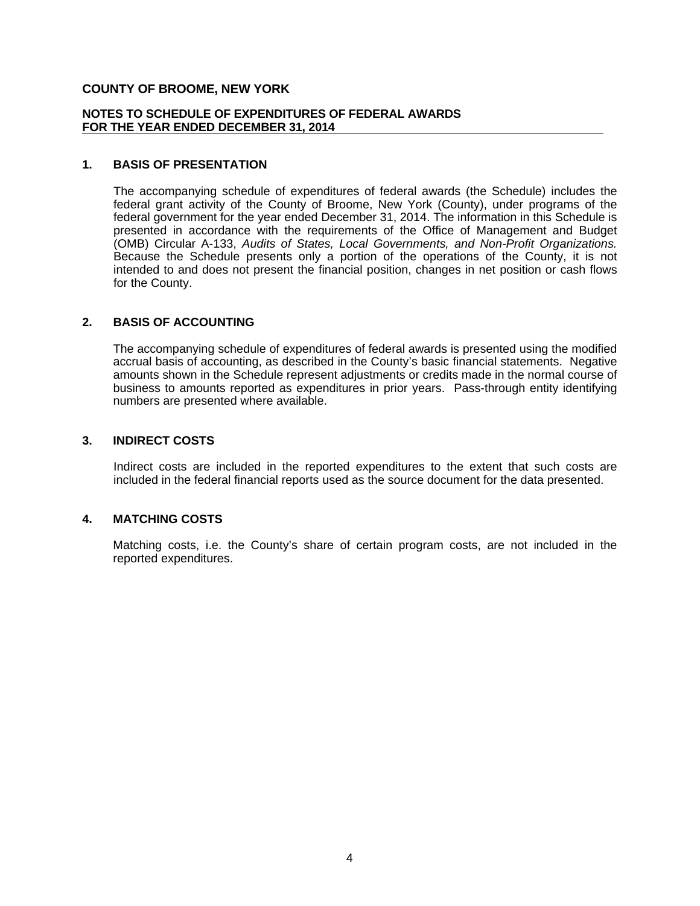**COUNTY OF BROOME, NEW YORK**

**NOTES TO SCHEDULE OF EXPENDITURES OF FEDERAL AWARDS**
**FOR THE YEAR ENDED DECEMBER 31, 2014**

## 1. BASIS OF PRESENTATION

The accompanying schedule of expenditures of federal awards (the Schedule) includes the federal grant activity of the County of Broome, New York (County), under programs of the federal government for the year ended December 31, 2014. The information in this Schedule is presented in accordance with the requirements of the Office of Management and Budget (OMB) Circular A-133, *Audits of States, Local Governments, and Non-Profit Organizations.* Because the Schedule presents only a portion of the operations of the County, it is not intended to and does not present the financial position, changes in net position or cash flows for the County.

## 2. BASIS OF ACCOUNTING

The accompanying schedule of expenditures of federal awards is presented using the modified accrual basis of accounting, as described in the County's basic financial statements. Negative amounts shown in the Schedule represent adjustments or credits made in the normal course of business to amounts reported as expenditures in prior years. Pass-through entity identifying numbers are presented where available.

## 3. INDIRECT COSTS

Indirect costs are included in the reported expenditures to the extent that such costs are included in the federal financial reports used as the source document for the data presented.

## 4. MATCHING COSTS

Matching costs, i.e. the County's share of certain program costs, are not included in the reported expenditures.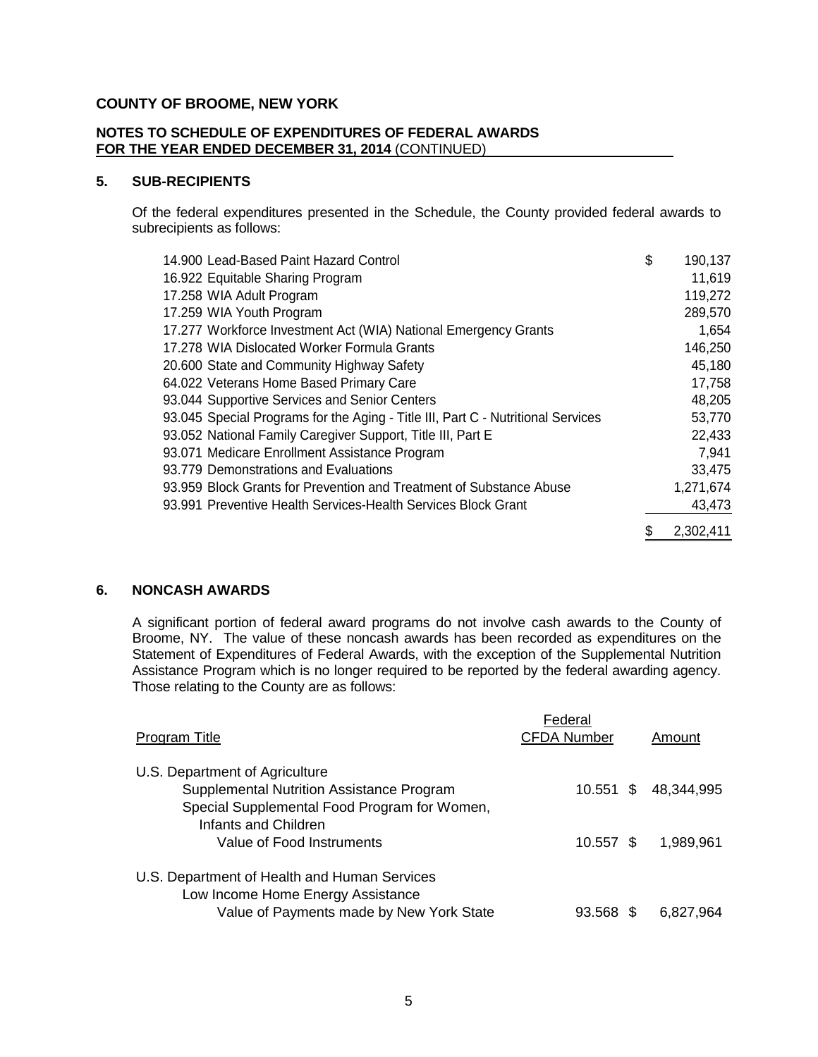**COUNTY OF BROOME, NEW YORK**

**NOTES TO SCHEDULE OF EXPENDITURES OF FEDERAL AWARDS**
**FOR THE YEAR ENDED DECEMBER 31, 2014** (CONTINUED)

## 5. SUB-RECIPIENTS

Of the federal expenditures presented in the Schedule, the County provided federal awards to subrecipients as follows:

| | |
|---|---|
| 14.900 Lead-Based Paint Hazard Control | $ 190,137 |
| 16.922 Equitable Sharing Program | 11,619 |
| 17.258 WIA Adult Program | 119,272 |
| 17.259 WIA Youth Program | 289,570 |
| 17.277 Workforce Investment Act (WIA) National Emergency Grants | 1,654 |
| 17.278 WIA Dislocated Worker Formula Grants | 146,250 |
| 20.600 State and Community Highway Safety | 45,180 |
| 64.022 Veterans Home Based Primary Care | 17,758 |
| 93.044 Supportive Services and Senior Centers | 48,205 |
| 93.045 Special Programs for the Aging - Title III, Part C - Nutritional Services | 53,770 |
| 93.052 National Family Caregiver Support, Title III, Part E | 22,433 |
| 93.071 Medicare Enrollment Assistance Program | 7,941 |
| 93.779 Demonstrations and Evaluations | 33,475 |
| 93.959 Block Grants for Prevention and Treatment of Substance Abuse | 1,271,674 |
| 93.991 Preventive Health Services-Health Services Block Grant | 43,473 |
| | $ 2,302,411 |

## 6. NONCASH AWARDS

A significant portion of federal award programs do not involve cash awards to the County of Broome, NY. The value of these noncash awards has been recorded as expenditures on the Statement of Expenditures of Federal Awards, with the exception of the Supplemental Nutrition Assistance Program which is no longer required to be reported by the federal awarding agency. Those relating to the County are as follows:

| Program Title | Federal CFDA Number | Amount |
|---|---|---|
| U.S. Department of Agriculture | | |
| Supplemental Nutrition Assistance Program | 10.551 | $ 48,344,995 |
| Special Supplemental Food Program for Women, Infants and Children | | |
| Value of Food Instruments | 10.557 | $ 1,989,961 |
| U.S. Department of Health and Human Services | | |
| Low Income Home Energy Assistance | | |
| Value of Payments made by New York State | 93.568 | $ 6,827,964 |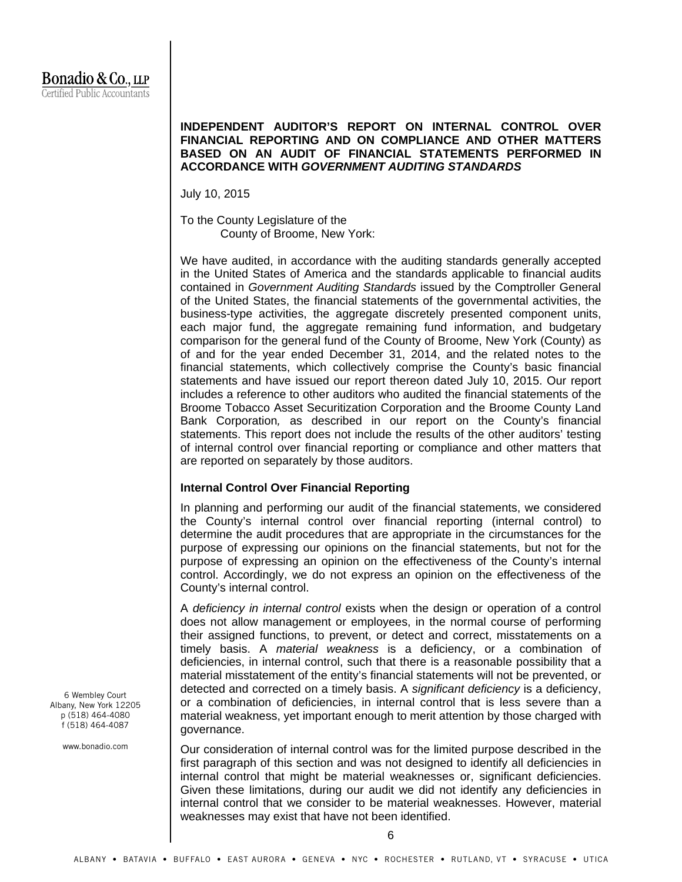Bonadio & Co., LLP
Certified Public Accountants

**INDEPENDENT AUDITOR'S REPORT ON INTERNAL CONTROL OVER FINANCIAL REPORTING AND ON COMPLIANCE AND OTHER MATTERS BASED ON AN AUDIT OF FINANCIAL STATEMENTS PERFORMED IN ACCORDANCE WITH *GOVERNMENT AUDITING STANDARDS***

July 10, 2015

To the County Legislature of the
County of Broome, New York:

We have audited, in accordance with the auditing standards generally accepted in the United States of America and the standards applicable to financial audits contained in *Government Auditing Standards* issued by the Comptroller General of the United States, the financial statements of the governmental activities, the business-type activities, the aggregate discretely presented component units, each major fund, the aggregate remaining fund information, and budgetary comparison for the general fund of the County of Broome, New York (County) as of and for the year ended December 31, 2014, and the related notes to the financial statements, which collectively comprise the County's basic financial statements and have issued our report thereon dated July 10, 2015. Our report includes a reference to other auditors who audited the financial statements of the Broome Tobacco Asset Securitization Corporation and the Broome County Land Bank Corporation, as described in our report on the County's financial statements. This report does not include the results of the other auditors' testing of internal control over financial reporting or compliance and other matters that are reported on separately by those auditors.

**Internal Control Over Financial Reporting**

In planning and performing our audit of the financial statements, we considered the County's internal control over financial reporting (internal control) to determine the audit procedures that are appropriate in the circumstances for the purpose of expressing our opinions on the financial statements, but not for the purpose of expressing an opinion on the effectiveness of the County's internal control. Accordingly, we do not express an opinion on the effectiveness of the County's internal control.

A *deficiency in internal control* exists when the design or operation of a control does not allow management or employees, in the normal course of performing their assigned functions, to prevent, or detect and correct, misstatements on a timely basis. A *material weakness* is a deficiency, or a combination of deficiencies, in internal control, such that there is a reasonable possibility that a material misstatement of the entity's financial statements will not be prevented, or detected and corrected on a timely basis. A *significant deficiency* is a deficiency, or a combination of deficiencies, in internal control that is less severe than a material weakness, yet important enough to merit attention by those charged with governance.

Our consideration of internal control was for the limited purpose described in the first paragraph of this section and was not designed to identify all deficiencies in internal control that might be material weaknesses or, significant deficiencies. Given these limitations, during our audit we did not identify any deficiencies in internal control that we consider to be material weaknesses. However, material weaknesses may exist that have not been identified.

6 Wembley Court
Albany, New York 12205
p (518) 464-4080
f (518) 464-4087

www.bonadio.com

ALBANY • BATAVIA • BUFFALO • EAST AURORA • GENEVA • NYC • ROCHESTER • RUTLAND, VT • SYRACUSE • UTICA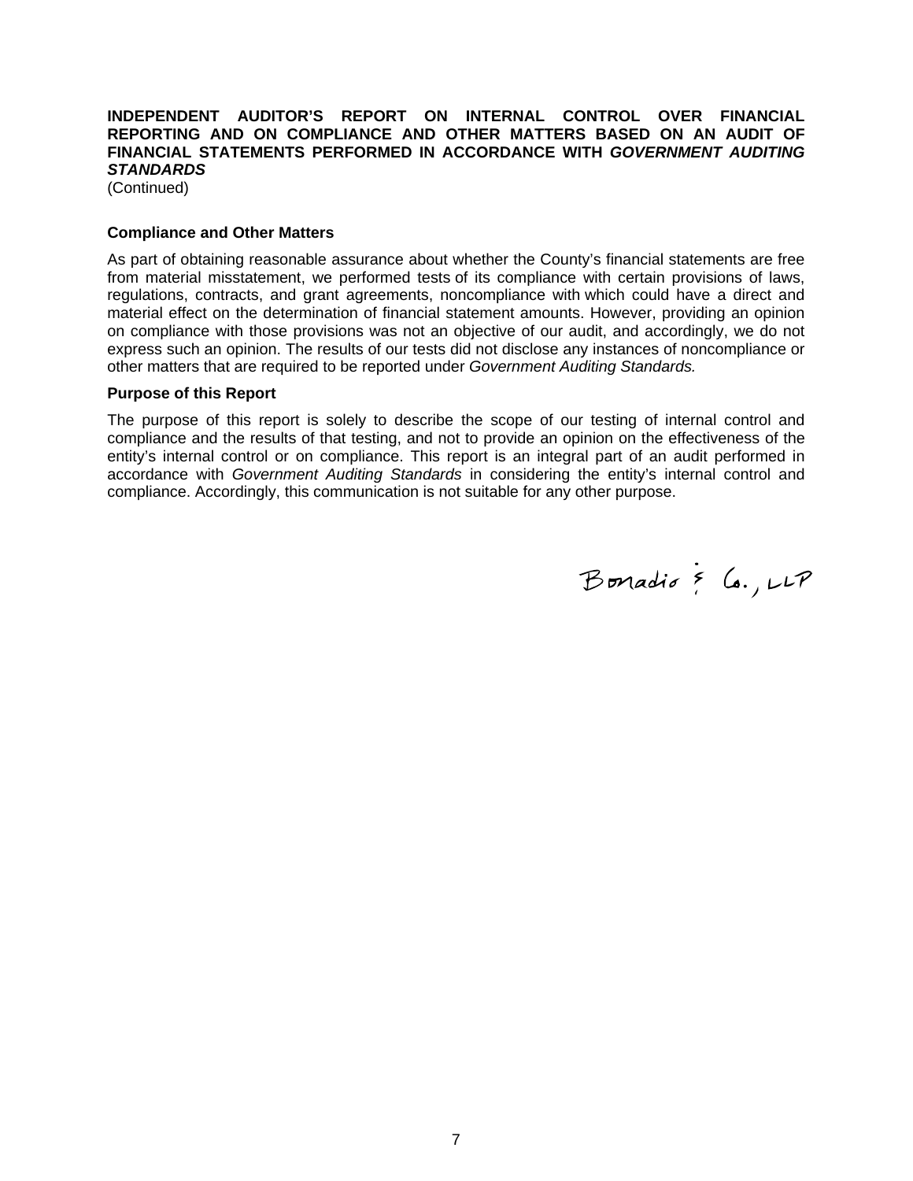**INDEPENDENT AUDITOR'S REPORT ON INTERNAL CONTROL OVER FINANCIAL REPORTING AND ON COMPLIANCE AND OTHER MATTERS BASED ON AN AUDIT OF FINANCIAL STATEMENTS PERFORMED IN ACCORDANCE WITH *GOVERNMENT AUDITING STANDARDS***
(Continued)

**Compliance and Other Matters**

As part of obtaining reasonable assurance about whether the County's financial statements are free from material misstatement, we performed tests of its compliance with certain provisions of laws, regulations, contracts, and grant agreements, noncompliance with which could have a direct and material effect on the determination of financial statement amounts. However, providing an opinion on compliance with those provisions was not an objective of our audit, and accordingly, we do not express such an opinion. The results of our tests did not disclose any instances of noncompliance or other matters that are required to be reported under *Government Auditing Standards.*

**Purpose of this Report**

The purpose of this report is solely to describe the scope of our testing of internal control and compliance and the results of that testing, and not to provide an opinion on the effectiveness of the entity's internal control or on compliance. This report is an integral part of an audit performed in accordance with *Government Auditing Standards* in considering the entity's internal control and compliance. Accordingly, this communication is not suitable for any other purpose.

Bonadio & Co., LLP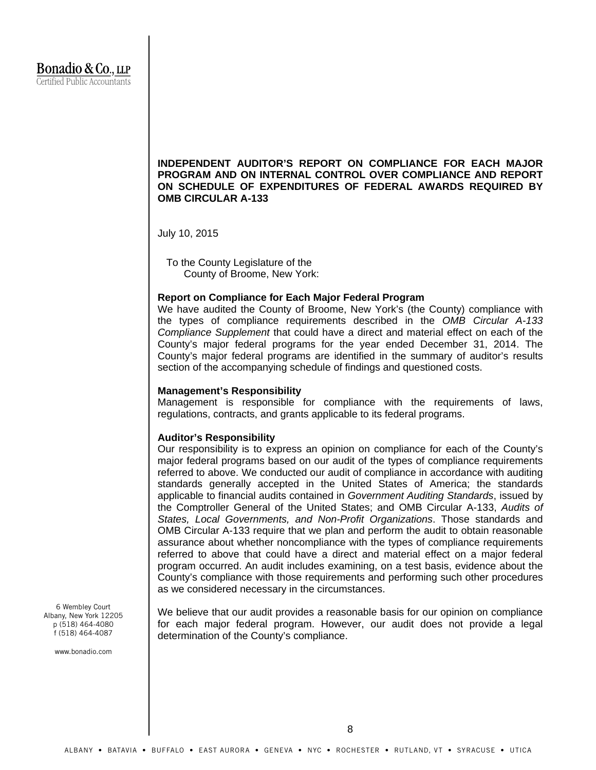Bonadio & Co., LLP
Certified Public Accountants

**INDEPENDENT AUDITOR'S REPORT ON COMPLIANCE FOR EACH MAJOR PROGRAM AND ON INTERNAL CONTROL OVER COMPLIANCE AND REPORT ON SCHEDULE OF EXPENDITURES OF FEDERAL AWARDS REQUIRED BY OMB CIRCULAR A-133**

July 10, 2015

To the County Legislature of the
County of Broome, New York:

**Report on Compliance for Each Major Federal Program**

We have audited the County of Broome, New York's (the County) compliance with the types of compliance requirements described in the *OMB Circular A-133 Compliance Supplement* that could have a direct and material effect on each of the County's major federal programs for the year ended December 31, 2014. The County's major federal programs are identified in the summary of auditor's results section of the accompanying schedule of findings and questioned costs.

**Management's Responsibility**

Management is responsible for compliance with the requirements of laws, regulations, contracts, and grants applicable to its federal programs.

**Auditor's Responsibility**

Our responsibility is to express an opinion on compliance for each of the County's major federal programs based on our audit of the types of compliance requirements referred to above. We conducted our audit of compliance in accordance with auditing standards generally accepted in the United States of America; the standards applicable to financial audits contained in *Government Auditing Standards*, issued by the Comptroller General of the United States; and OMB Circular A-133, *Audits of States, Local Governments, and Non-Profit Organizations*. Those standards and OMB Circular A-133 require that we plan and perform the audit to obtain reasonable assurance about whether noncompliance with the types of compliance requirements referred to above that could have a direct and material effect on a major federal program occurred. An audit includes examining, on a test basis, evidence about the County's compliance with those requirements and performing such other procedures as we considered necessary in the circumstances.

We believe that our audit provides a reasonable basis for our opinion on compliance for each major federal program. However, our audit does not provide a legal determination of the County's compliance.

6 Wembley Court
Albany, New York 12205
p (518) 464-4080
f (518) 464-4087

www.bonadio.com

ALBANY • BATAVIA • BUFFALO • EAST AURORA • GENEVA • NYC • ROCHESTER • RUTLAND, VT • SYRACUSE • UTICA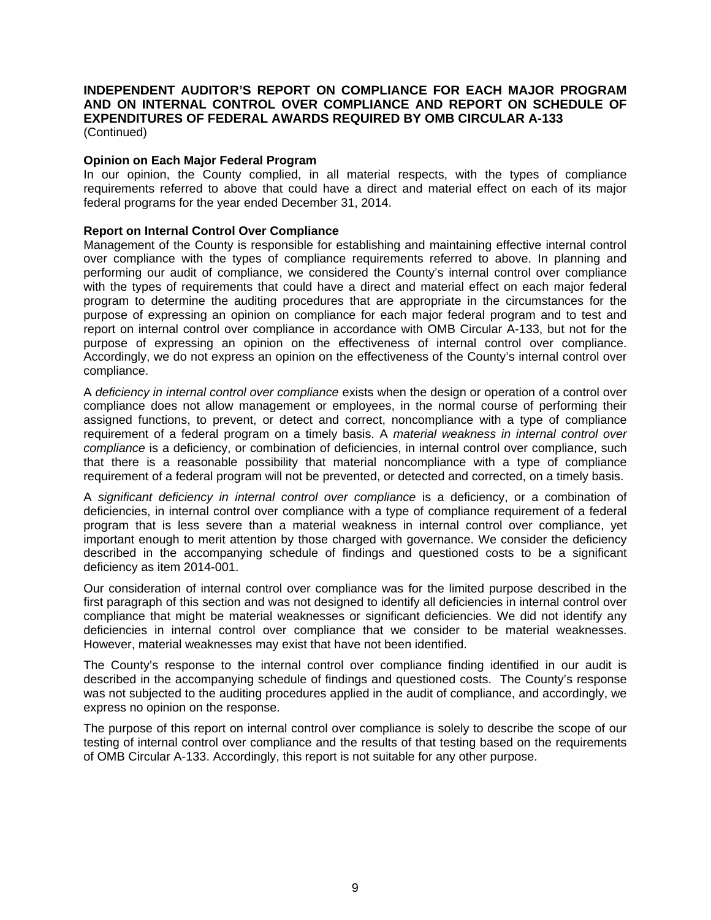**INDEPENDENT AUDITOR'S REPORT ON COMPLIANCE FOR EACH MAJOR PROGRAM AND ON INTERNAL CONTROL OVER COMPLIANCE AND REPORT ON SCHEDULE OF EXPENDITURES OF FEDERAL AWARDS REQUIRED BY OMB CIRCULAR A-133**
(Continued)

**Opinion on Each Major Federal Program**

In our opinion, the County complied, in all material respects, with the types of compliance requirements referred to above that could have a direct and material effect on each of its major federal programs for the year ended December 31, 2014.

**Report on Internal Control Over Compliance**

Management of the County is responsible for establishing and maintaining effective internal control over compliance with the types of compliance requirements referred to above. In planning and performing our audit of compliance, we considered the County's internal control over compliance with the types of requirements that could have a direct and material effect on each major federal program to determine the auditing procedures that are appropriate in the circumstances for the purpose of expressing an opinion on compliance for each major federal program and to test and report on internal control over compliance in accordance with OMB Circular A-133, but not for the purpose of expressing an opinion on the effectiveness of internal control over compliance. Accordingly, we do not express an opinion on the effectiveness of the County's internal control over compliance.

A *deficiency in internal control over compliance* exists when the design or operation of a control over compliance does not allow management or employees, in the normal course of performing their assigned functions, to prevent, or detect and correct, noncompliance with a type of compliance requirement of a federal program on a timely basis. A *material weakness in internal control over compliance* is a deficiency, or combination of deficiencies, in internal control over compliance, such that there is a reasonable possibility that material noncompliance with a type of compliance requirement of a federal program will not be prevented, or detected and corrected, on a timely basis.

A *significant deficiency in internal control over compliance* is a deficiency, or a combination of deficiencies, in internal control over compliance with a type of compliance requirement of a federal program that is less severe than a material weakness in internal control over compliance, yet important enough to merit attention by those charged with governance. We consider the deficiency described in the accompanying schedule of findings and questioned costs to be a significant deficiency as item 2014-001.

Our consideration of internal control over compliance was for the limited purpose described in the first paragraph of this section and was not designed to identify all deficiencies in internal control over compliance that might be material weaknesses or significant deficiencies. We did not identify any deficiencies in internal control over compliance that we consider to be material weaknesses. However, material weaknesses may exist that have not been identified.

The County's response to the internal control over compliance finding identified in our audit is described in the accompanying schedule of findings and questioned costs. The County's response was not subjected to the auditing procedures applied in the audit of compliance, and accordingly, we express no opinion on the response.

The purpose of this report on internal control over compliance is solely to describe the scope of our testing of internal control over compliance and the results of that testing based on the requirements of OMB Circular A-133. Accordingly, this report is not suitable for any other purpose.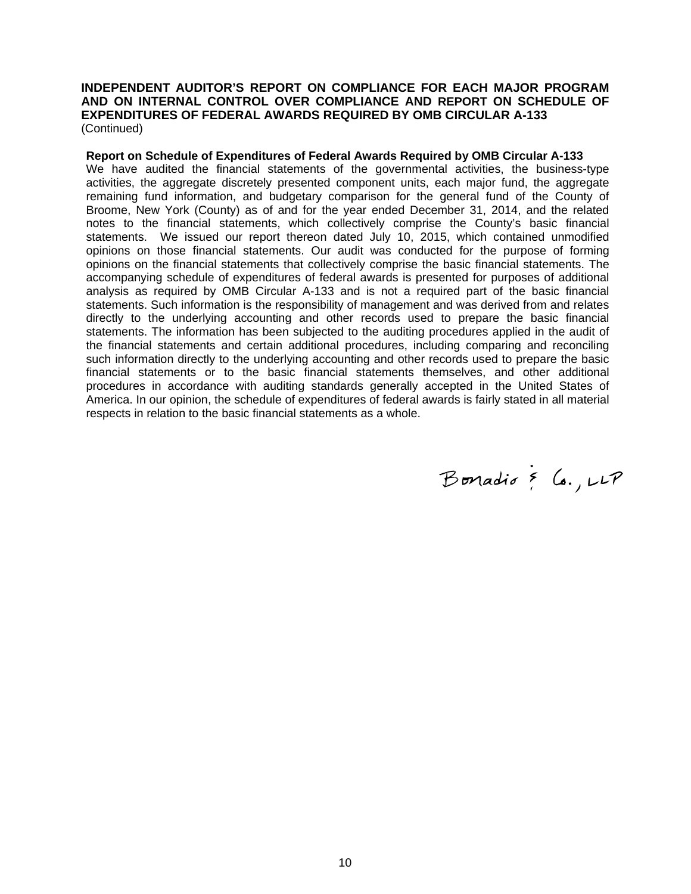**INDEPENDENT AUDITOR'S REPORT ON COMPLIANCE FOR EACH MAJOR PROGRAM AND ON INTERNAL CONTROL OVER COMPLIANCE AND REPORT ON SCHEDULE OF EXPENDITURES OF FEDERAL AWARDS REQUIRED BY OMB CIRCULAR A-133**
(Continued)

**Report on Schedule of Expenditures of Federal Awards Required by OMB Circular A-133**

We have audited the financial statements of the governmental activities, the business-type activities, the aggregate discretely presented component units, each major fund, the aggregate remaining fund information, and budgetary comparison for the general fund of the County of Broome, New York (County) as of and for the year ended December 31, 2014, and the related notes to the financial statements, which collectively comprise the County's basic financial statements. We issued our report thereon dated July 10, 2015, which contained unmodified opinions on those financial statements. Our audit was conducted for the purpose of forming opinions on the financial statements that collectively comprise the basic financial statements. The accompanying schedule of expenditures of federal awards is presented for purposes of additional analysis as required by OMB Circular A-133 and is not a required part of the basic financial statements. Such information is the responsibility of management and was derived from and relates directly to the underlying accounting and other records used to prepare the basic financial statements. The information has been subjected to the auditing procedures applied in the audit of the financial statements and certain additional procedures, including comparing and reconciling such information directly to the underlying accounting and other records used to prepare the basic financial statements or to the basic financial statements themselves, and other additional procedures in accordance with auditing standards generally accepted in the United States of America. In our opinion, the schedule of expenditures of federal awards is fairly stated in all material respects in relation to the basic financial statements as a whole.

Bonadio & Co., LLP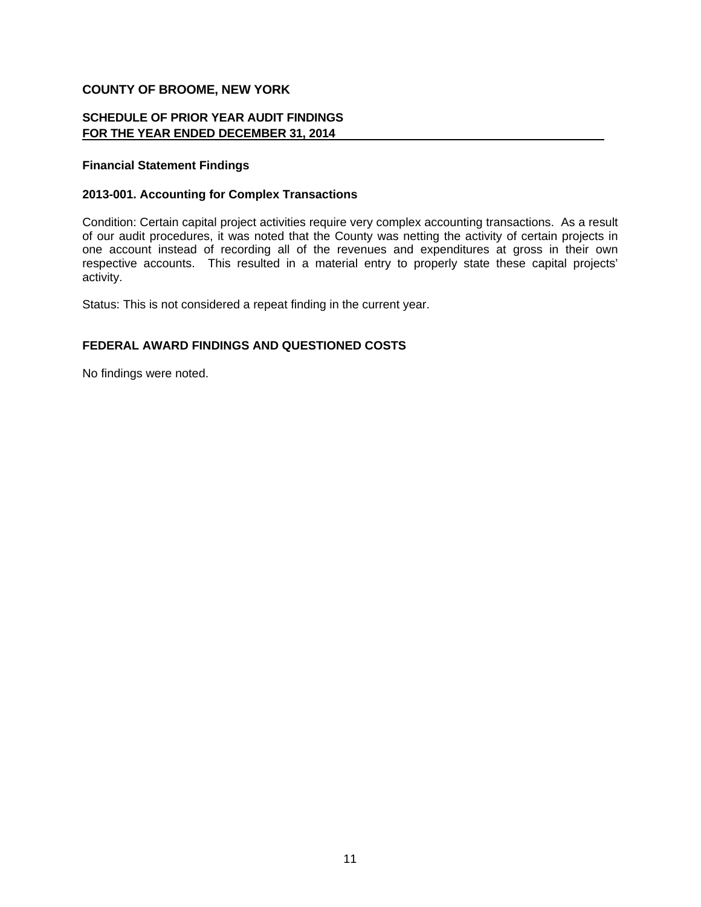**COUNTY OF BROOME, NEW YORK**

**SCHEDULE OF PRIOR YEAR AUDIT FINDINGS**
**FOR THE YEAR ENDED DECEMBER 31, 2014**

**Financial Statement Findings**

**2013-001. Accounting for Complex Transactions**

Condition: Certain capital project activities require very complex accounting transactions. As a result of our audit procedures, it was noted that the County was netting the activity of certain projects in one account instead of recording all of the revenues and expenditures at gross in their own respective accounts. This resulted in a material entry to properly state these capital projects' activity.

Status: This is not considered a repeat finding in the current year.

**FEDERAL AWARD FINDINGS AND QUESTIONED COSTS**

No findings were noted.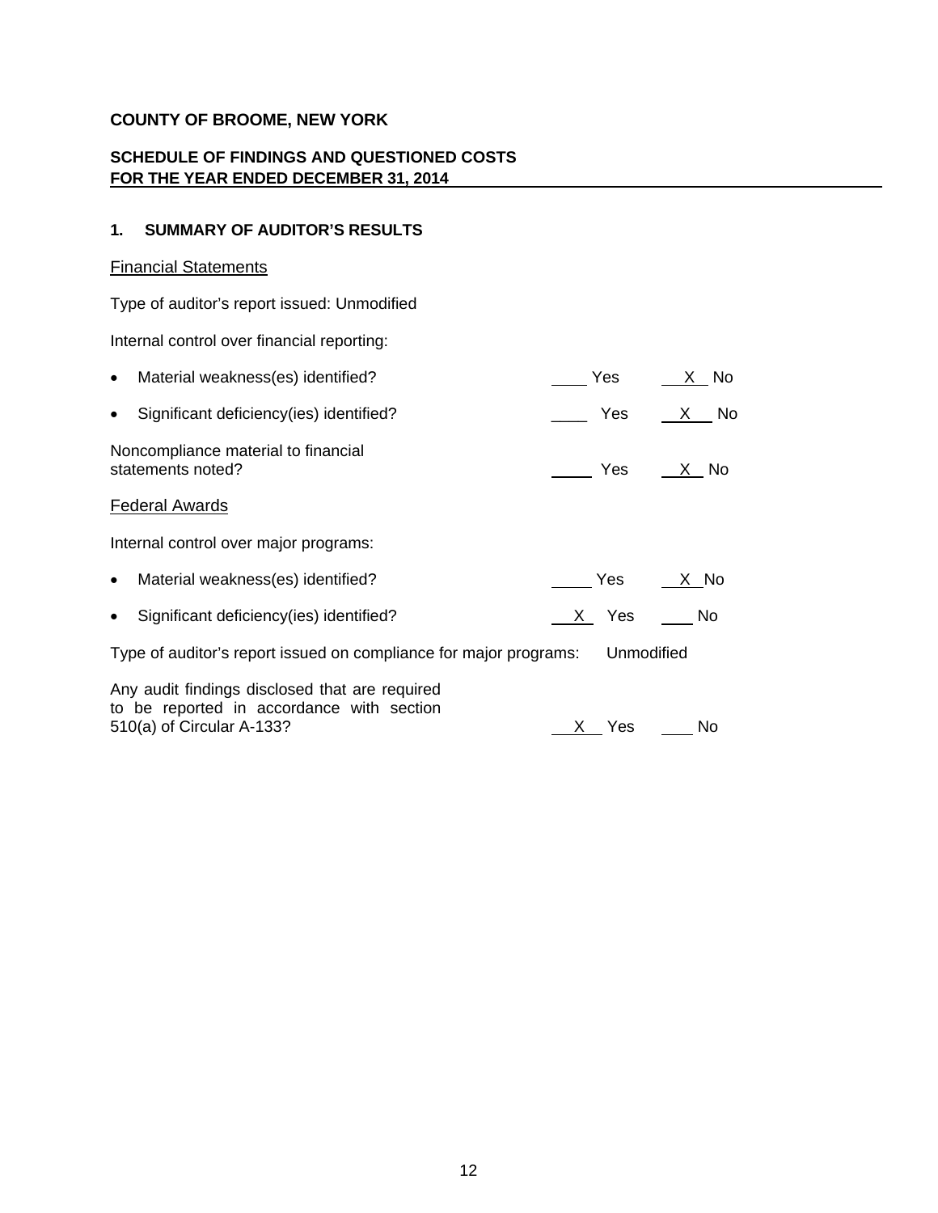**COUNTY OF BROOME, NEW YORK**

**SCHEDULE OF FINDINGS AND QUESTIONED COSTS**
**FOR THE YEAR ENDED DECEMBER 31, 2014**

**1. SUMMARY OF AUDITOR'S RESULTS**

Financial Statements

Type of auditor's report issued: Unmodified

Internal control over financial reporting:

| | Yes | No |
|---|---|---|
| • Material weakness(es) identified? | ____ Yes | X No |
| • Significant deficiency(ies) identified? | ____ Yes | X No |
| Noncompliance material to financial statements noted? | ____ Yes | X No |

Federal Awards

Internal control over major programs:

| | Yes | No |
|---|---|---|
| • Material weakness(es) identified? | ____ Yes | X No |
| • Significant deficiency(ies) identified? | X Yes | ____ No |

Type of auditor's report issued on compliance for major programs: Unmodified

| | Yes | No |
|---|---|---|
| Any audit findings disclosed that are required to be reported in accordance with section 510(a) of Circular A-133? | X Yes | ____ No |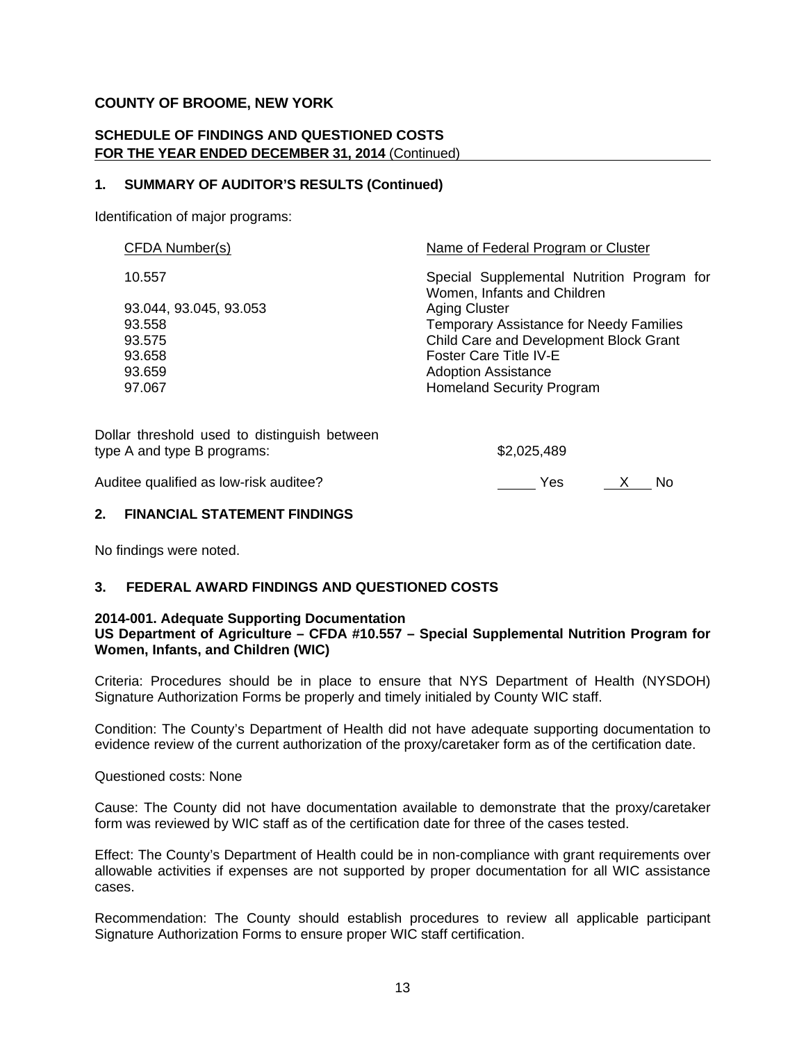**COUNTY OF BROOME, NEW YORK**

**SCHEDULE OF FINDINGS AND QUESTIONED COSTS**
**FOR THE YEAR ENDED DECEMBER 31, 2014** (Continued)

**1. SUMMARY OF AUDITOR'S RESULTS (Continued)**

Identification of major programs:

| CFDA Number(s) | Name of Federal Program or Cluster |
|---|---|
| 10.557 | Special Supplemental Nutrition Program for Women, Infants and Children |
| 93.044, 93.045, 93.053 | Aging Cluster |
| 93.558 | Temporary Assistance for Needy Families |
| 93.575 | Child Care and Development Block Grant |
| 93.658 | Foster Care Title IV-E |
| 93.659 | Adoption Assistance |
| 97.067 | Homeland Security Program |

Dollar threshold used to distinguish between type A and type B programs: $2,025,489

Auditee qualified as low-risk auditee? ______ Yes __X__ No

**2. FINANCIAL STATEMENT FINDINGS**

No findings were noted.

**3. FEDERAL AWARD FINDINGS AND QUESTIONED COSTS**

**2014-001. Adequate Supporting Documentation**
**US Department of Agriculture – CFDA #10.557 – Special Supplemental Nutrition Program for Women, Infants, and Children (WIC)**

Criteria: Procedures should be in place to ensure that NYS Department of Health (NYSDOH) Signature Authorization Forms be properly and timely initialed by County WIC staff.

Condition: The County's Department of Health did not have adequate supporting documentation to evidence review of the current authorization of the proxy/caretaker form as of the certification date.

Questioned costs: None

Cause: The County did not have documentation available to demonstrate that the proxy/caretaker form was reviewed by WIC staff as of the certification date for three of the cases tested.

Effect: The County's Department of Health could be in non-compliance with grant requirements over allowable activities if expenses are not supported by proper documentation for all WIC assistance cases.

Recommendation: The County should establish procedures to review all applicable participant Signature Authorization Forms to ensure proper WIC staff certification.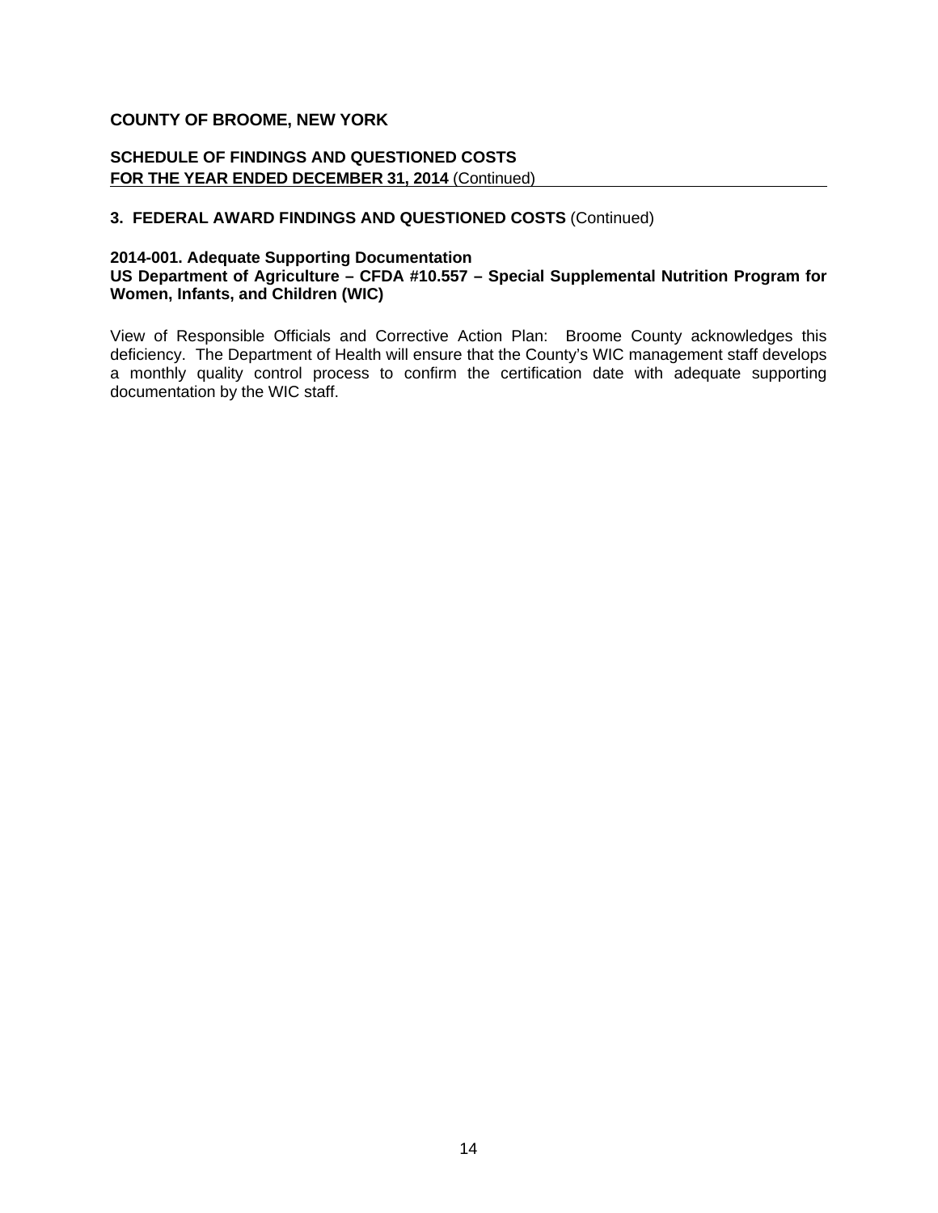**COUNTY OF BROOME, NEW YORK**

**SCHEDULE OF FINDINGS AND QUESTIONED COSTS**
**FOR THE YEAR ENDED DECEMBER 31, 2014** (Continued)

**3. FEDERAL AWARD FINDINGS AND QUESTIONED COSTS** (Continued)

**2014-001. Adequate Supporting Documentation**
**US Department of Agriculture – CFDA #10.557 – Special Supplemental Nutrition Program for Women, Infants, and Children (WIC)**

View of Responsible Officials and Corrective Action Plan: Broome County acknowledges this deficiency. The Department of Health will ensure that the County's WIC management staff develops a monthly quality control process to confirm the certification date with adequate supporting documentation by the WIC staff.